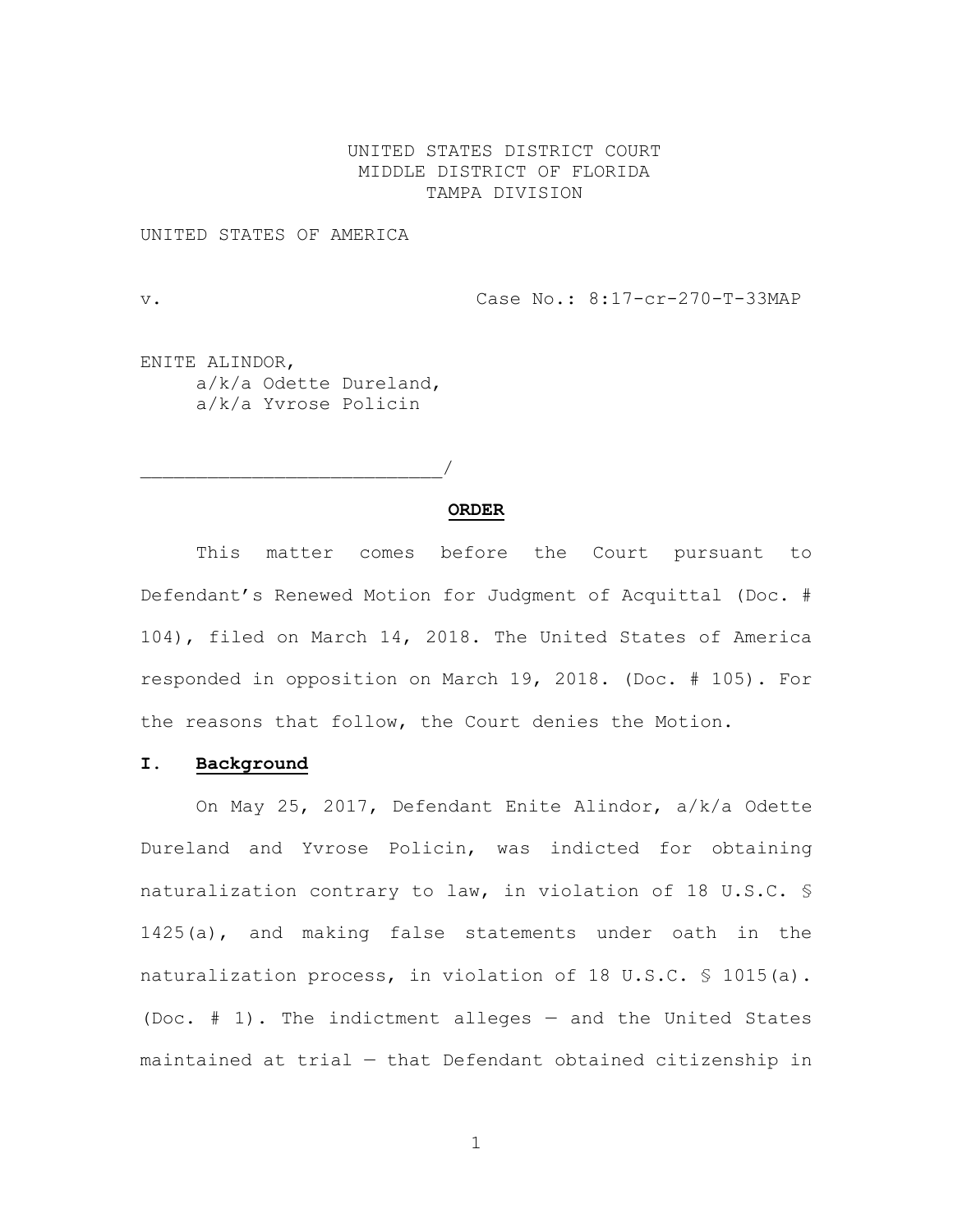UNITED STATES DISTRICT COURT
MIDDLE DISTRICT OF FLORIDA
TAMPA DIVISION

UNITED STATES OF AMERICA

v. Case No.: 8:17-cr-270-T-33MAP

ENITE ALINDOR,
a/k/a Odette Dureland,
a/k/a Yvrose Policin

_______________________________/

**ORDER**

This matter comes before the Court pursuant to Defendant's Renewed Motion for Judgment of Acquittal (Doc. # 104), filed on March 14, 2018. The United States of America responded in opposition on March 19, 2018. (Doc. # 105). For the reasons that follow, the Court denies the Motion.

## I. Background

On May 25, 2017, Defendant Enite Alindor, a/k/a Odette Dureland and Yvrose Policin, was indicted for obtaining naturalization contrary to law, in violation of 18 U.S.C. § 1425(a), and making false statements under oath in the naturalization process, in violation of 18 U.S.C. § 1015(a). (Doc. # 1). The indictment alleges — and the United States maintained at trial — that Defendant obtained citizenship in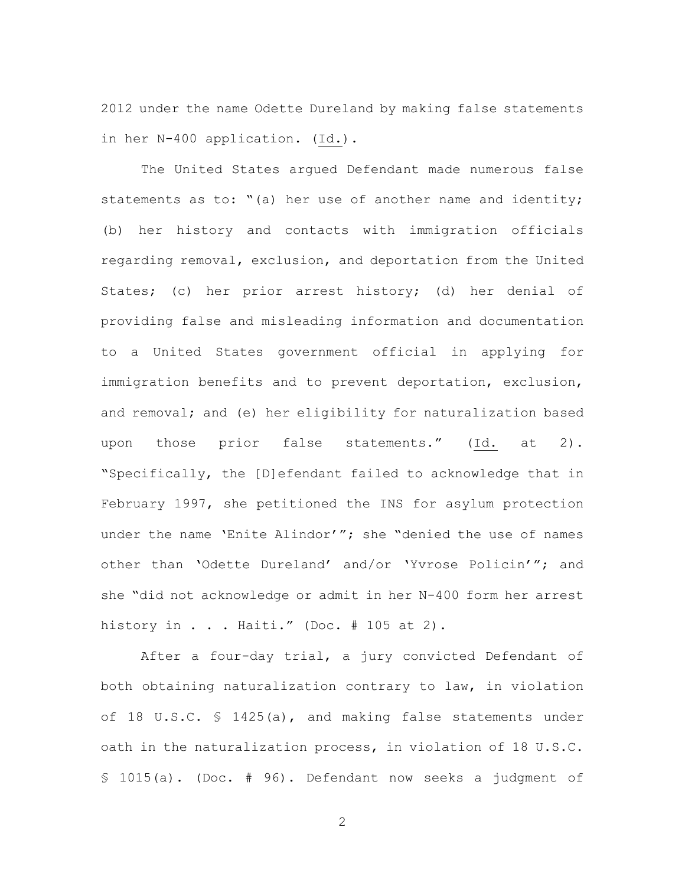2012 under the name Odette Dureland by making false statements in her N-400 application. (Id.).

The United States argued Defendant made numerous false statements as to: "(a) her use of another name and identity; (b) her history and contacts with immigration officials regarding removal, exclusion, and deportation from the United States; (c) her prior arrest history; (d) her denial of providing false and misleading information and documentation to a United States government official in applying for immigration benefits and to prevent deportation, exclusion, and removal; and (e) her eligibility for naturalization based upon those prior false statements." (Id. at 2). "Specifically, the [D]efendant failed to acknowledge that in February 1997, she petitioned the INS for asylum protection under the name 'Enite Alindor'"; she "denied the use of names other than 'Odette Dureland' and/or 'Yvrose Policin'"; and she "did not acknowledge or admit in her N-400 form her arrest history in . . . Haiti." (Doc. # 105 at 2).

After a four-day trial, a jury convicted Defendant of both obtaining naturalization contrary to law, in violation of 18 U.S.C. § 1425(a), and making false statements under oath in the naturalization process, in violation of 18 U.S.C. § 1015(a). (Doc. # 96). Defendant now seeks a judgment of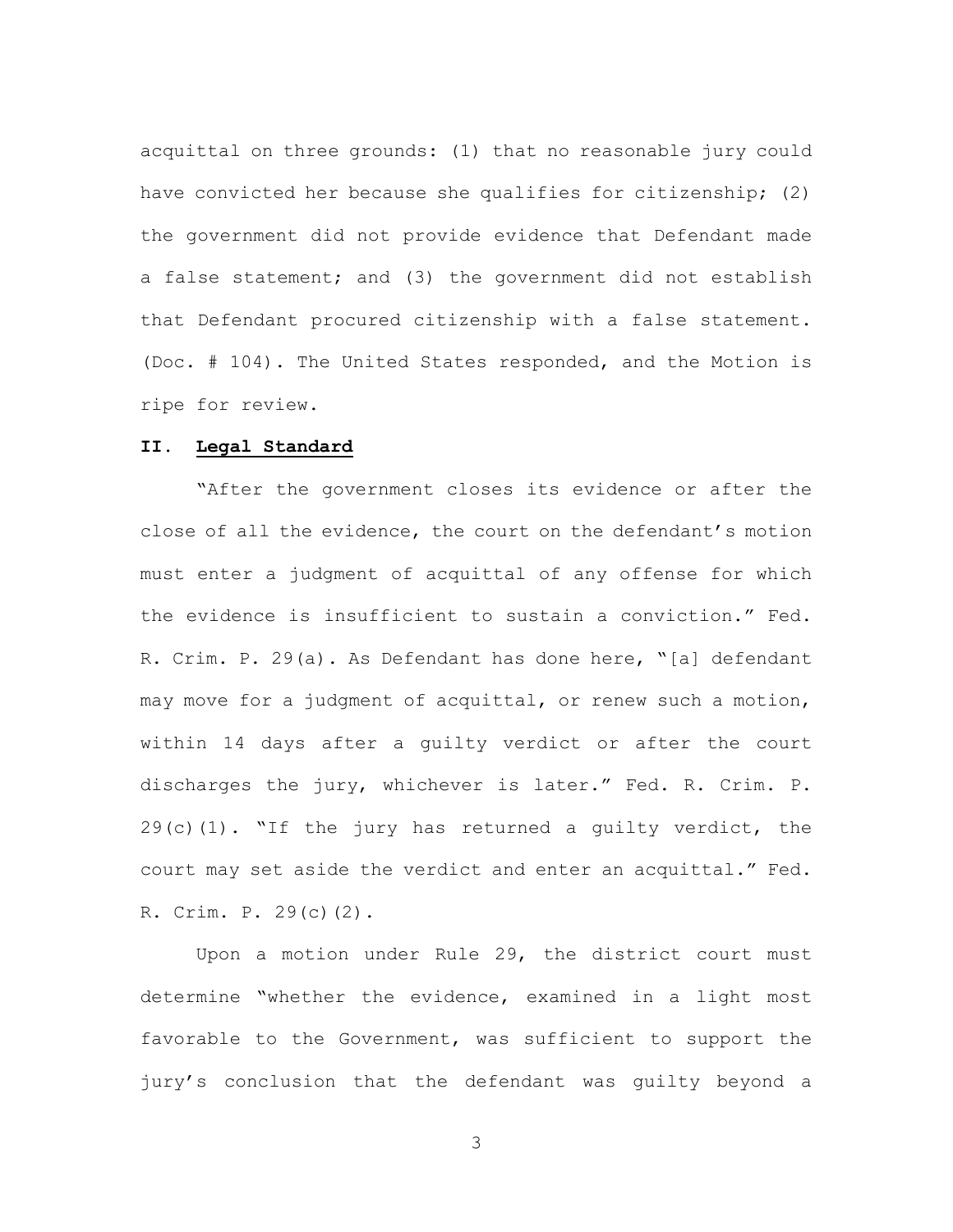acquittal on three grounds: (1) that no reasonable jury could have convicted her because she qualifies for citizenship; (2) the government did not provide evidence that Defendant made a false statement; and (3) the government did not establish that Defendant procured citizenship with a false statement. (Doc. # 104). The United States responded, and the Motion is ripe for review.

## II. Legal Standard

"After the government closes its evidence or after the close of all the evidence, the court on the defendant's motion must enter a judgment of acquittal of any offense for which the evidence is insufficient to sustain a conviction." Fed. R. Crim. P. 29(a). As Defendant has done here, "[a] defendant may move for a judgment of acquittal, or renew such a motion, within 14 days after a guilty verdict or after the court discharges the jury, whichever is later." Fed. R. Crim. P. 29(c)(1). "If the jury has returned a guilty verdict, the court may set aside the verdict and enter an acquittal." Fed. R. Crim. P. 29(c)(2).

Upon a motion under Rule 29, the district court must determine "whether the evidence, examined in a light most favorable to the Government, was sufficient to support the jury's conclusion that the defendant was guilty beyond a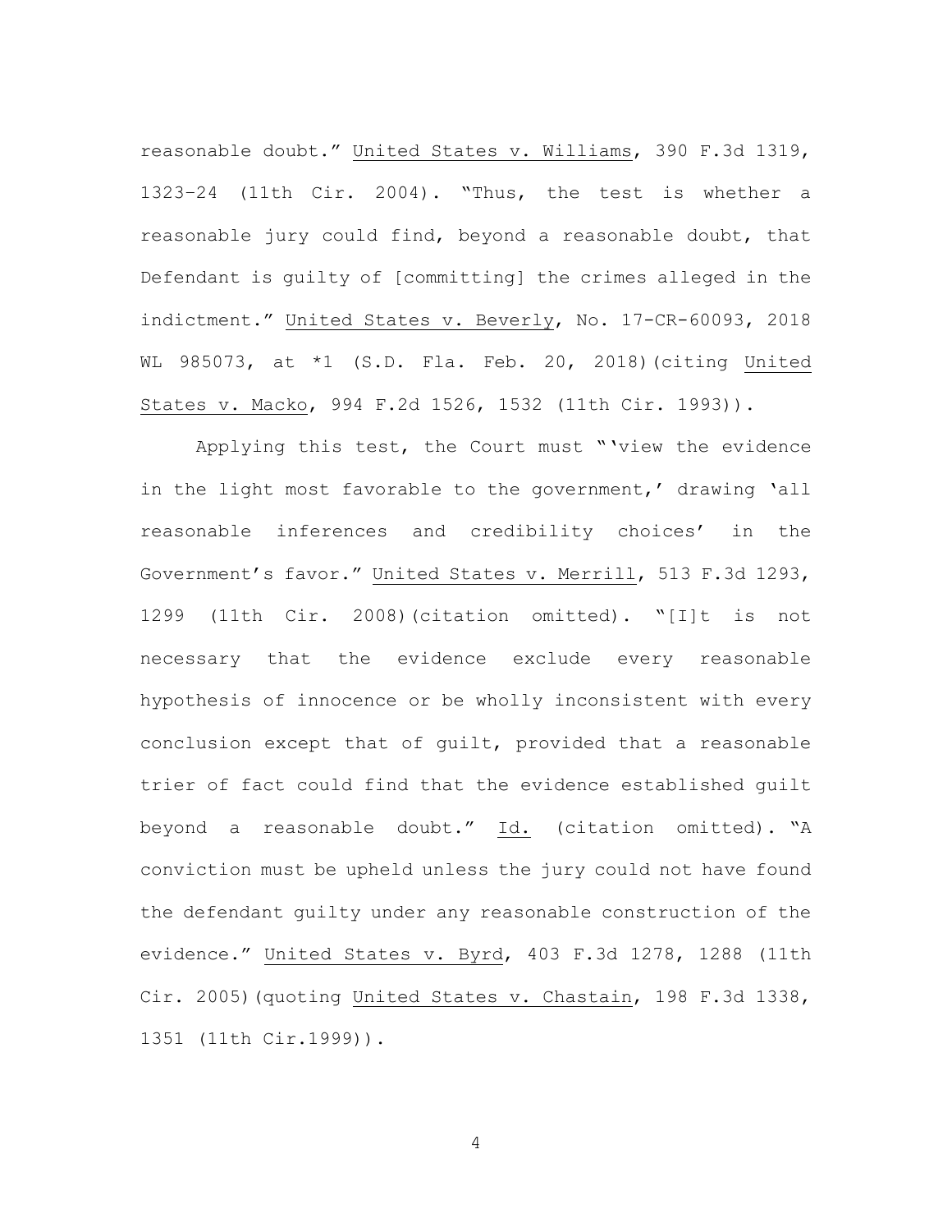reasonable doubt." United States v. Williams, 390 F.3d 1319, 1323–24 (11th Cir. 2004). "Thus, the test is whether a reasonable jury could find, beyond a reasonable doubt, that Defendant is guilty of [committing] the crimes alleged in the indictment." United States v. Beverly, No. 17-CR-60093, 2018 WL 985073, at *1 (S.D. Fla. Feb. 20, 2018)(citing United States v. Macko, 994 F.2d 1526, 1532 (11th Cir. 1993)).

Applying this test, the Court must "'view the evidence in the light most favorable to the government,' drawing 'all reasonable inferences and credibility choices' in the Government's favor." United States v. Merrill, 513 F.3d 1293, 1299 (11th Cir. 2008)(citation omitted). "[I]t is not necessary that the evidence exclude every reasonable hypothesis of innocence or be wholly inconsistent with every conclusion except that of guilt, provided that a reasonable trier of fact could find that the evidence established guilt beyond a reasonable doubt." Id. (citation omitted). "A conviction must be upheld unless the jury could not have found the defendant guilty under any reasonable construction of the evidence." United States v. Byrd, 403 F.3d 1278, 1288 (11th Cir. 2005)(quoting United States v. Chastain, 198 F.3d 1338, 1351 (11th Cir.1999)).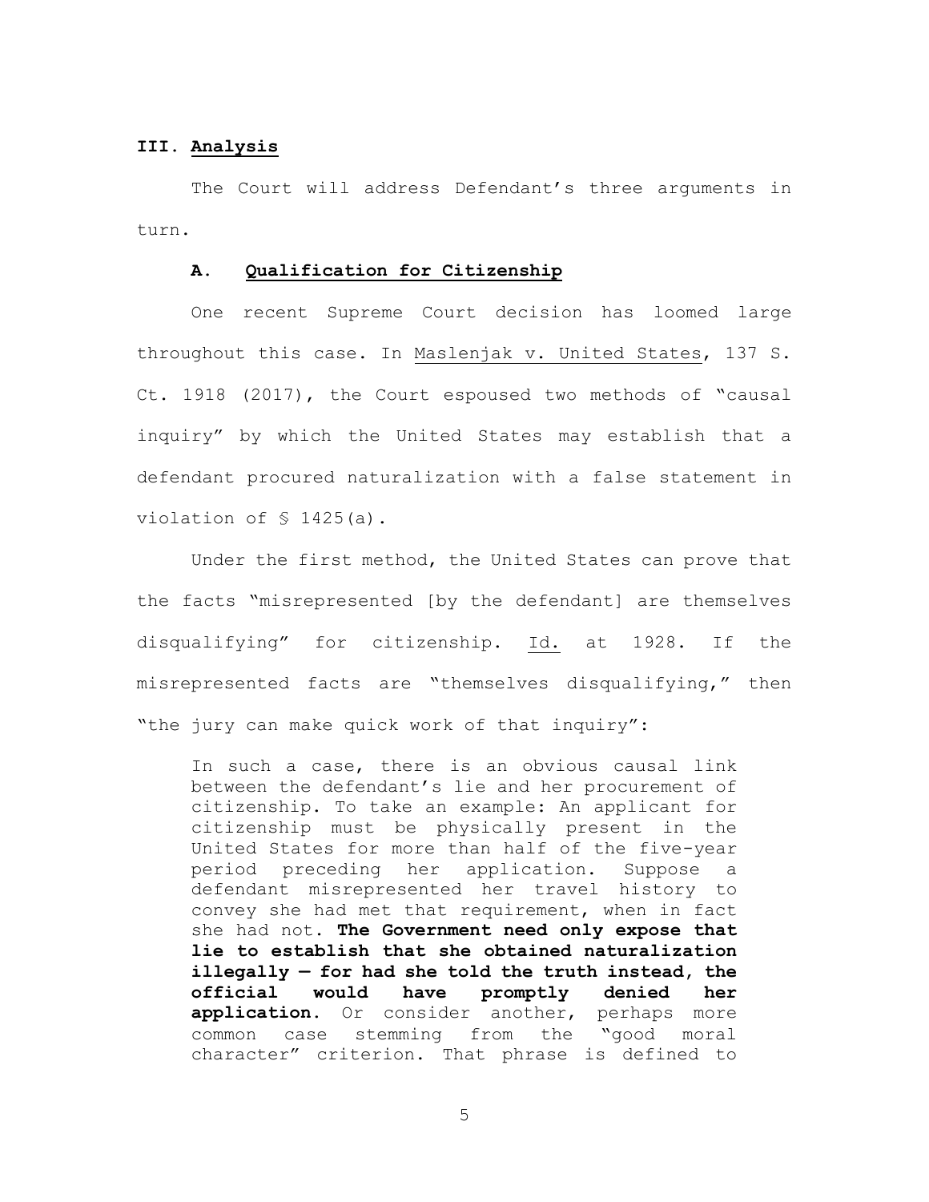### III. Analysis

The Court will address Defendant's three arguments in turn.

#### A. Qualification for Citizenship

One recent Supreme Court decision has loomed large throughout this case. In Maslenjak v. United States, 137 S. Ct. 1918 (2017), the Court espoused two methods of "causal inquiry" by which the United States may establish that a defendant procured naturalization with a false statement in violation of § 1425(a).

Under the first method, the United States can prove that the facts "misrepresented [by the defendant] are themselves disqualifying" for citizenship. Id. at 1928. If the misrepresented facts are "themselves disqualifying," then "the jury can make quick work of that inquiry":

> In such a case, there is an obvious causal link between the defendant's lie and her procurement of citizenship. To take an example: An applicant for citizenship must be physically present in the United States for more than half of the five-year period preceding her application. Suppose a defendant misrepresented her travel history to convey she had met that requirement, when in fact she had not. **The Government need only expose that lie to establish that she obtained naturalization illegally — for had she told the truth instead, the official would have promptly denied her application.** Or consider another, perhaps more common case stemming from the "good moral character" criterion. That phrase is defined to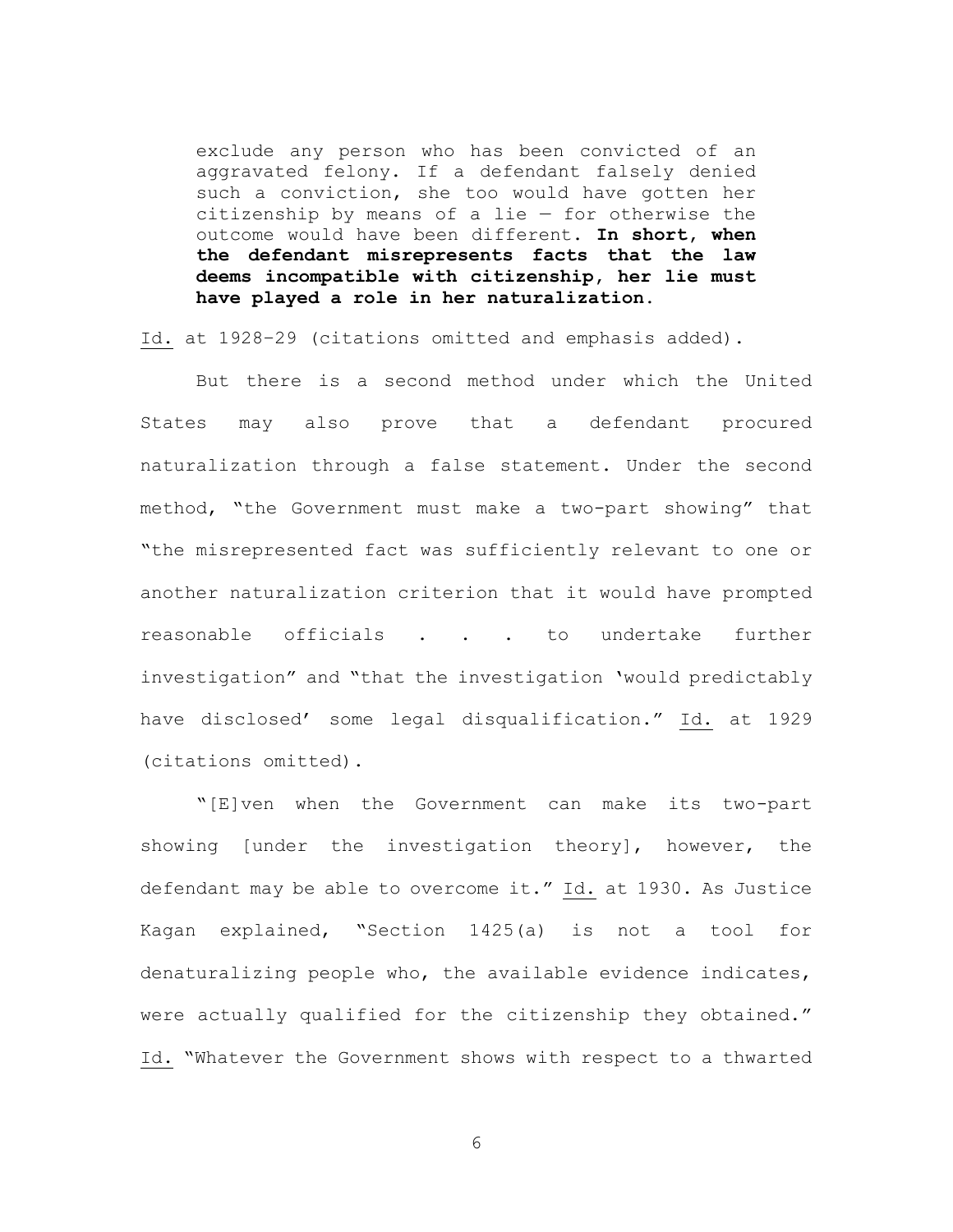> exclude any person who has been convicted of an aggravated felony. If a defendant falsely denied such a conviction, she too would have gotten her citizenship by means of a lie — for otherwise the outcome would have been different. **In short, when the defendant misrepresents facts that the law deems incompatible with citizenship, her lie must have played a role in her naturalization.**

Id. at 1928–29 (citations omitted and emphasis added).

But there is a second method under which the United States may also prove that a defendant procured naturalization through a false statement. Under the second method, "the Government must make a two-part showing" that "the misrepresented fact was sufficiently relevant to one or another naturalization criterion that it would have prompted reasonable officials . . . to undertake further investigation" and "that the investigation 'would predictably have disclosed' some legal disqualification." Id. at 1929 (citations omitted).

"[E]ven when the Government can make its two-part showing [under the investigation theory], however, the defendant may be able to overcome it." Id. at 1930. As Justice Kagan explained, "Section 1425(a) is not a tool for denaturalizing people who, the available evidence indicates, were actually qualified for the citizenship they obtained." Id. "Whatever the Government shows with respect to a thwarted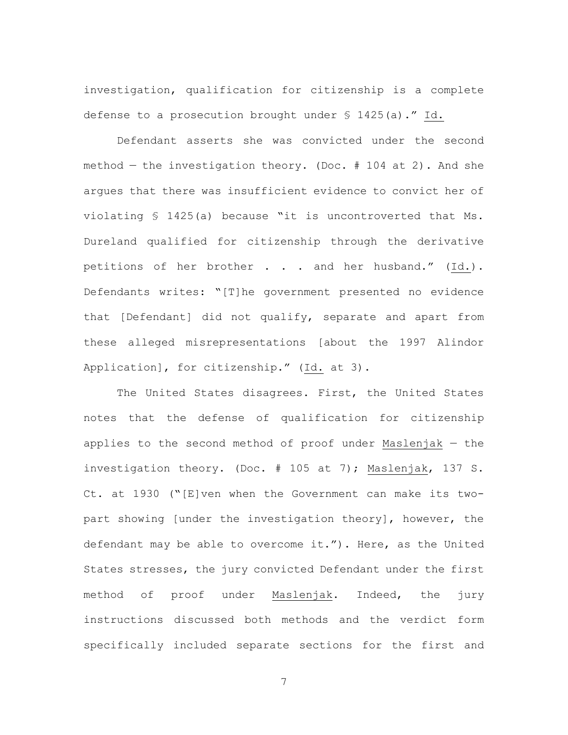investigation, qualification for citizenship is a complete defense to a prosecution brought under § 1425(a)." Id.

Defendant asserts she was convicted under the second method — the investigation theory. (Doc. # 104 at 2). And she argues that there was insufficient evidence to convict her of violating § 1425(a) because "it is uncontroverted that Ms. Dureland qualified for citizenship through the derivative petitions of her brother . . . and her husband." (Id.). Defendants writes: "[T]he government presented no evidence that [Defendant] did not qualify, separate and apart from these alleged misrepresentations [about the 1997 Alindor Application], for citizenship." (Id. at 3).

The United States disagrees. First, the United States notes that the defense of qualification for citizenship applies to the second method of proof under Maslenjak — the investigation theory. (Doc. # 105 at 7); Maslenjak, 137 S. Ct. at 1930 ("[E]ven when the Government can make its two-part showing [under the investigation theory], however, the defendant may be able to overcome it."). Here, as the United States stresses, the jury convicted Defendant under the first method of proof under Maslenjak. Indeed, the jury instructions discussed both methods and the verdict form specifically included separate sections for the first and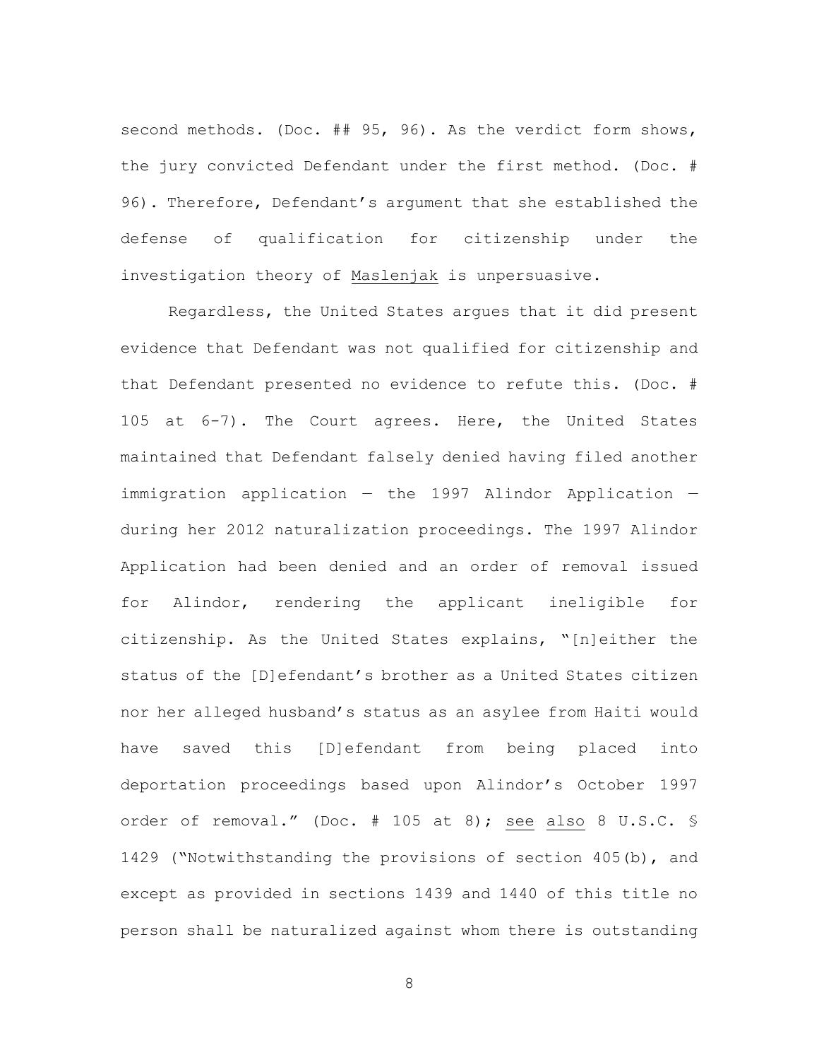second methods. (Doc. ## 95, 96). As the verdict form shows, the jury convicted Defendant under the first method. (Doc. # 96). Therefore, Defendant's argument that she established the defense of qualification for citizenship under the investigation theory of Maslenjak is unpersuasive.

Regardless, the United States argues that it did present evidence that Defendant was not qualified for citizenship and that Defendant presented no evidence to refute this. (Doc. # 105 at 6-7). The Court agrees. Here, the United States maintained that Defendant falsely denied having filed another immigration application — the 1997 Alindor Application — during her 2012 naturalization proceedings. The 1997 Alindor Application had been denied and an order of removal issued for Alindor, rendering the applicant ineligible for citizenship. As the United States explains, "[n]either the status of the [D]efendant's brother as a United States citizen nor her alleged husband's status as an asylee from Haiti would have saved this [D]efendant from being placed into deportation proceedings based upon Alindor's October 1997 order of removal." (Doc. # 105 at 8); see also 8 U.S.C. § 1429 ("Notwithstanding the provisions of section 405(b), and except as provided in sections 1439 and 1440 of this title no person shall be naturalized against whom there is outstanding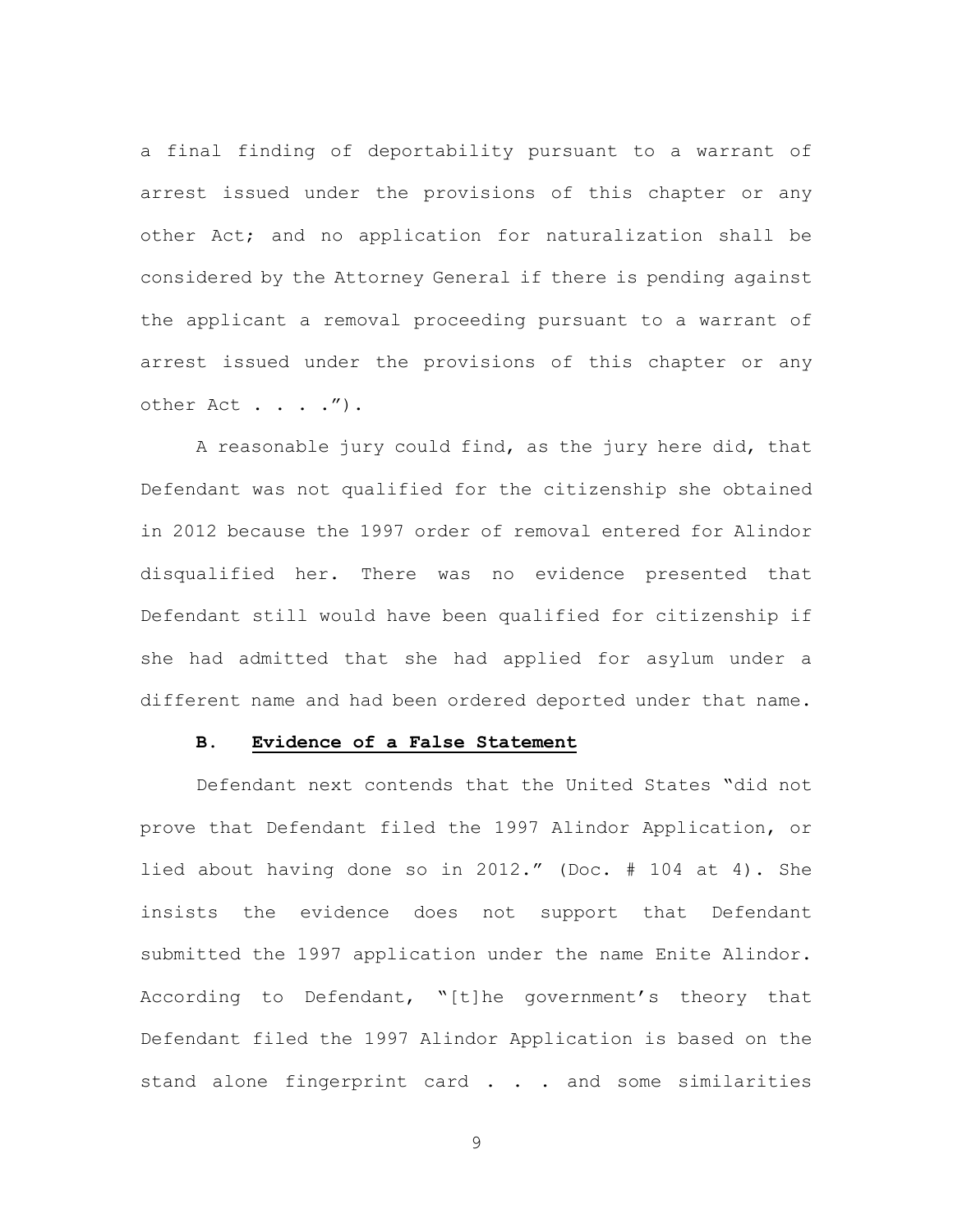a final finding of deportability pursuant to a warrant of arrest issued under the provisions of this chapter or any other Act; and no application for naturalization shall be considered by the Attorney General if there is pending against the applicant a removal proceeding pursuant to a warrant of arrest issued under the provisions of this chapter or any other Act . . . .").

A reasonable jury could find, as the jury here did, that Defendant was not qualified for the citizenship she obtained in 2012 because the 1997 order of removal entered for Alindor disqualified her. There was no evidence presented that Defendant still would have been qualified for citizenship if she had admitted that she had applied for asylum under a different name and had been ordered deported under that name.

### B. <u>Evidence of a False Statement</u>

Defendant next contends that the United States "did not prove that Defendant filed the 1997 Alindor Application, or lied about having done so in 2012." (Doc. # 104 at 4). She insists the evidence does not support that Defendant submitted the 1997 application under the name Enite Alindor. According to Defendant, "[t]he government's theory that Defendant filed the 1997 Alindor Application is based on the stand alone fingerprint card . . . and some similarities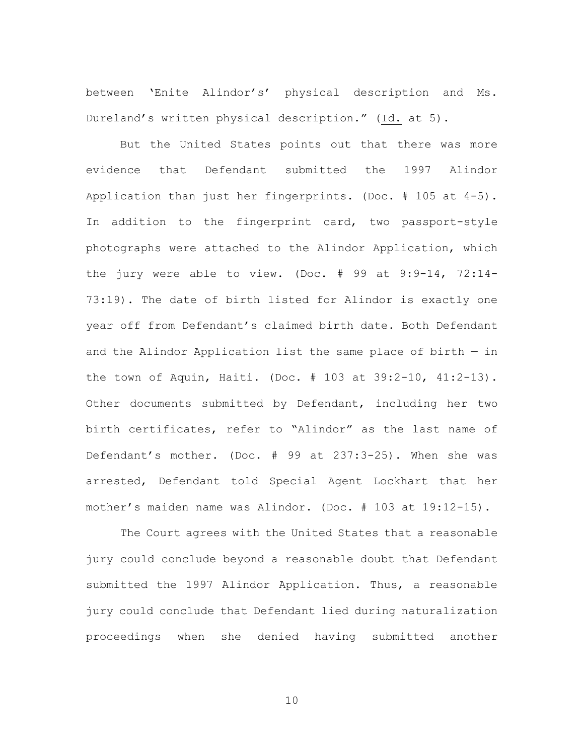between 'Enite Alindor's' physical description and Ms. Dureland's written physical description." (Id. at 5).

But the United States points out that there was more evidence that Defendant submitted the 1997 Alindor Application than just her fingerprints. (Doc. # 105 at 4-5). In addition to the fingerprint card, two passport-style photographs were attached to the Alindor Application, which the jury were able to view. (Doc. # 99 at 9:9-14, 72:14-73:19). The date of birth listed for Alindor is exactly one year off from Defendant's claimed birth date. Both Defendant and the Alindor Application list the same place of birth — in the town of Aquin, Haiti. (Doc. # 103 at 39:2-10, 41:2-13). Other documents submitted by Defendant, including her two birth certificates, refer to "Alindor" as the last name of Defendant's mother. (Doc. # 99 at 237:3-25). When she was arrested, Defendant told Special Agent Lockhart that her mother's maiden name was Alindor. (Doc. # 103 at 19:12-15).

The Court agrees with the United States that a reasonable jury could conclude beyond a reasonable doubt that Defendant submitted the 1997 Alindor Application. Thus, a reasonable jury could conclude that Defendant lied during naturalization proceedings when she denied having submitted another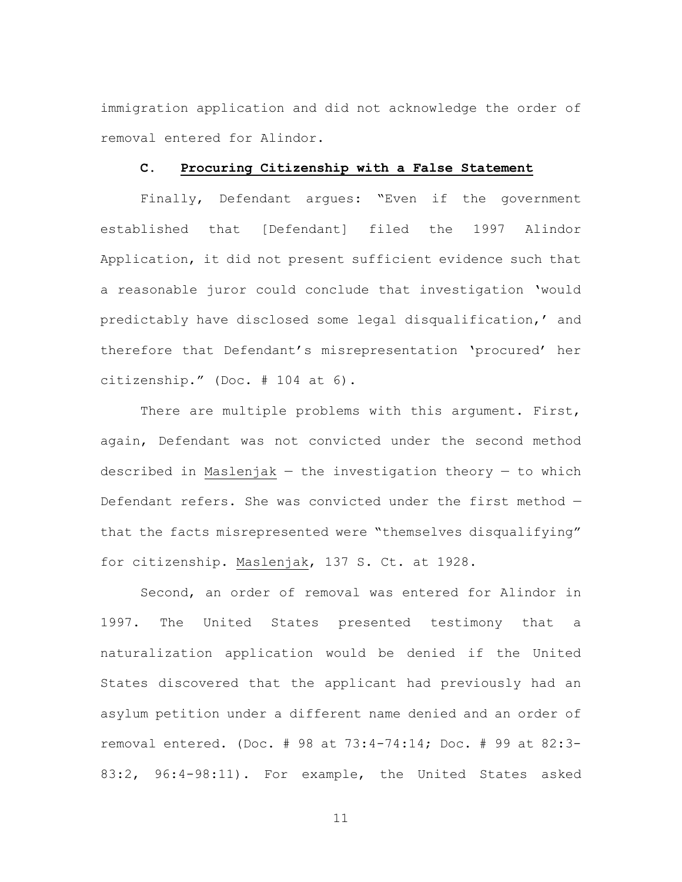immigration application and did not acknowledge the order of removal entered for Alindor.

### C. **Procuring Citizenship with a False Statement**

Finally, Defendant argues: "Even if the government established that [Defendant] filed the 1997 Alindor Application, it did not present sufficient evidence such that a reasonable juror could conclude that investigation 'would predictably have disclosed some legal disqualification,' and therefore that Defendant's misrepresentation 'procured' her citizenship." (Doc. # 104 at 6).

There are multiple problems with this argument. First, again, Defendant was not convicted under the second method described in Maslenjak — the investigation theory — to which Defendant refers. She was convicted under the first method — that the facts misrepresented were "themselves disqualifying" for citizenship. Maslenjak, 137 S. Ct. at 1928.

Second, an order of removal was entered for Alindor in 1997. The United States presented testimony that a naturalization application would be denied if the United States discovered that the applicant had previously had an asylum petition under a different name denied and an order of removal entered. (Doc. # 98 at 73:4-74:14; Doc. # 99 at 82:3-83:2, 96:4-98:11). For example, the United States asked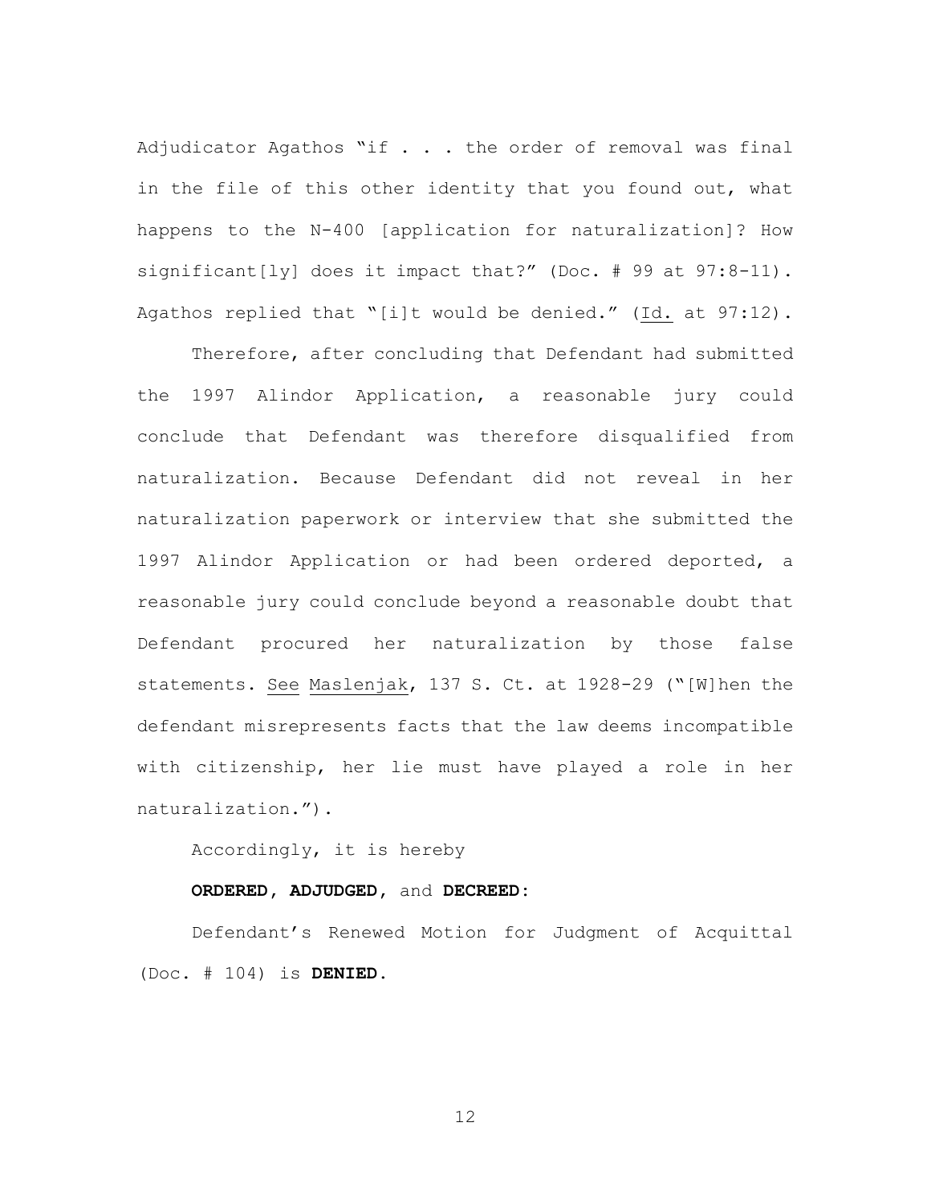Adjudicator Agathos "if . . . the order of removal was final in the file of this other identity that you found out, what happens to the N-400 [application for naturalization]? How significant[ly] does it impact that?" (Doc. # 99 at 97:8-11). Agathos replied that "[i]t would be denied." (Id. at 97:12).

Therefore, after concluding that Defendant had submitted the 1997 Alindor Application, a reasonable jury could conclude that Defendant was therefore disqualified from naturalization. Because Defendant did not reveal in her naturalization paperwork or interview that she submitted the 1997 Alindor Application or had been ordered deported, a reasonable jury could conclude beyond a reasonable doubt that Defendant procured her naturalization by those false statements. See Maslenjak, 137 S. Ct. at 1928-29 ("[W]hen the defendant misrepresents facts that the law deems incompatible with citizenship, her lie must have played a role in her naturalization.").

Accordingly, it is hereby

**ORDERED, ADJUDGED,** and **DECREED:**

Defendant's Renewed Motion for Judgment of Acquittal (Doc. # 104) is **DENIED.**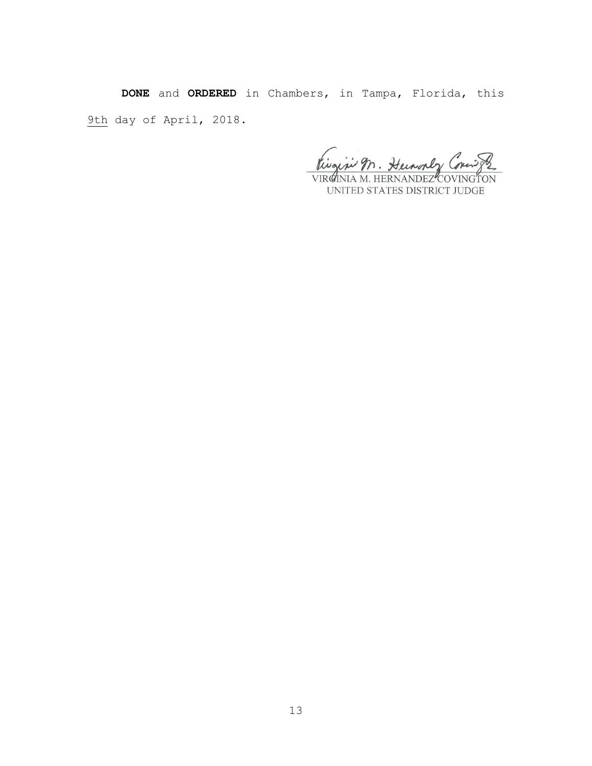**DONE** and **ORDERED** in Chambers, in Tampa, Florida, this 9th day of April, 2018.

VIRGINIA M. HERNANDEZ COVINGTON
UNITED STATES DISTRICT JUDGE